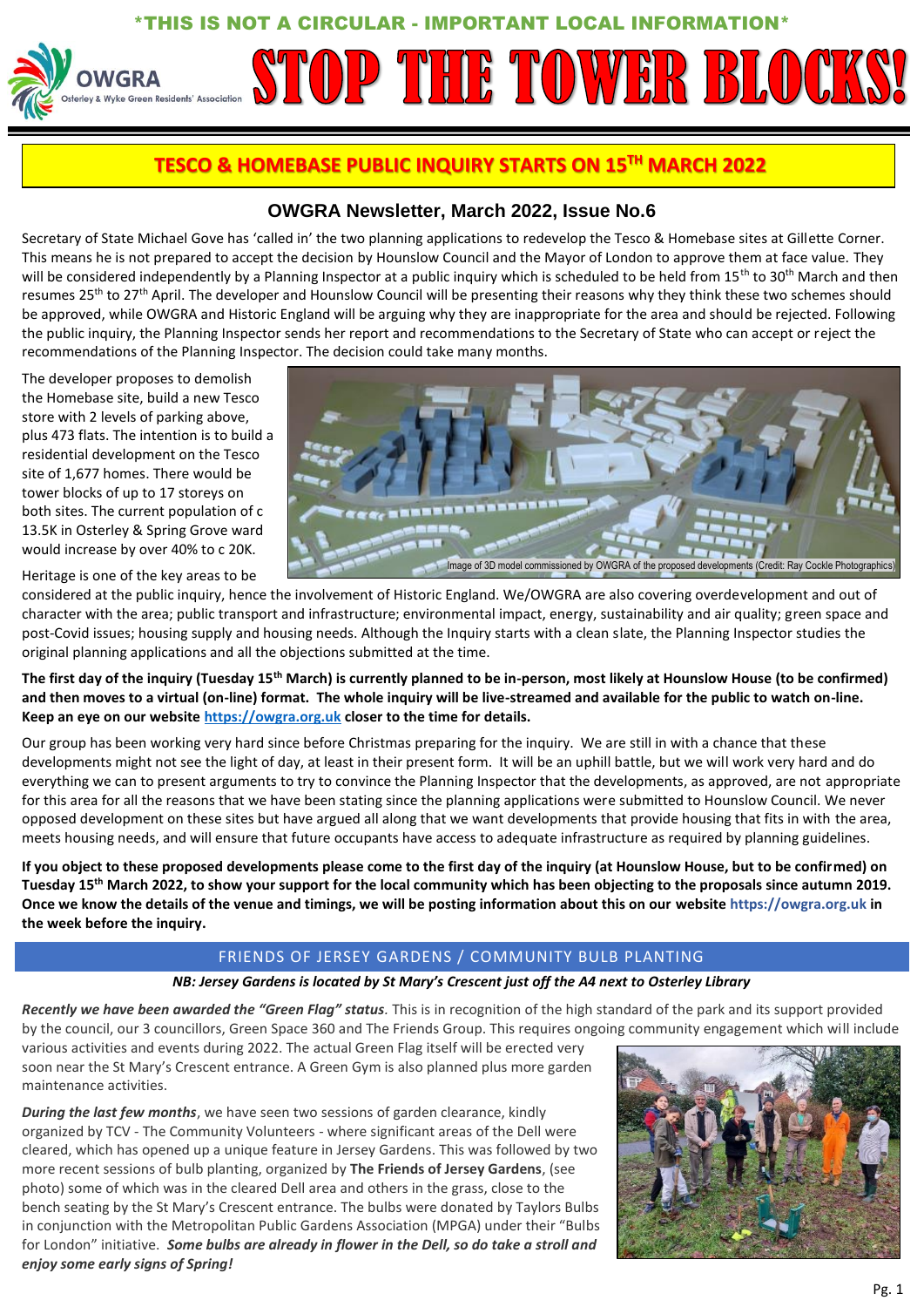\*THIS IS NOT A CIRCULAR - IMPORTANT LOCAL INFORMATION\*

OWGRA Osterley & Wyke Green Residents' Association

# STOP THE TOWER BLOCKS!

## TESCO & HOMEBASE PUBLIC INQUIRY STARTS ON 15TH MARCH 2022

### OWGRA Newsletter, March 2022, Issue No.6

Secretary of State Michael Gove has 'called in' the two planning applications to redevelop the Tesco & Homebase sites at Gillette Corner. This means he is not prepared to accept the decision by Hounslow Council and the Mayor of London to approve them at face value. They will be considered independently by a Planning Inspector at a public inquiry which is scheduled to be held from 15th to 30th March and then resumes 25th to 27th April. The developer and Hounslow Council will be presenting their reasons why they think these two schemes should be approved, while OWGRA and Historic England will be arguing why they are inappropriate for the area and should be rejected. Following the public inquiry, the Planning Inspector sends her report and recommendations to the Secretary of State who can accept or reject the recommendations of the Planning Inspector. The decision could take many months.

The developer proposes to demolish the Homebase site, build a new Tesco store with 2 levels of parking above, plus 473 flats. The intention is to build a residential development on the Tesco site of 1,677 homes. There would be tower blocks of up to 17 storeys on both sites. The current population of c 13.5K in Osterley & Spring Grove ward would increase by over 40% to c 20K.

Image of 3D model commissioned by OWGRA of the proposed developments (Credit: Ray Cockle Photographics)

Heritage is one of the key areas to be considered at the public inquiry, hence the involvement of Historic England. We/OWGRA are also covering overdevelopment and out of character with the area; public transport and infrastructure; environmental impact, energy, sustainability and air quality; green space and post-Covid issues; housing supply and housing needs. Although the Inquiry starts with a clean slate, the Planning Inspector studies the original planning applications and all the objections submitted at the time.

**The first day of the inquiry (Tuesday 15th March) is currently planned to be in-person, most likely at Hounslow House (to be confirmed) and then moves to a virtual (on-line) format. The whole inquiry will be live-streamed and available for the public to watch on-line. Keep an eye on our website https://owgra.org.uk closer to the time for details.**

Our group has been working very hard since before Christmas preparing for the inquiry. We are still in with a chance that these developments might not see the light of day, at least in their present form. It will be an uphill battle, but we will work very hard and do everything we can to present arguments to try to convince the Planning Inspector that the developments, as approved, are not appropriate for this area for all the reasons that we have been stating since the planning applications were submitted to Hounslow Council. We never opposed development on these sites but have argued all along that we want developments that provide housing that fits in with the area, meets housing needs, and will ensure that future occupants have access to adequate infrastructure as required by planning guidelines.

**If you object to these proposed developments please come to the first day of the inquiry (at Hounslow House, but to be confirmed) on Tuesday 15th March 2022, to show your support for the local community which has been objecting to the proposals since autumn 2019. Once we know the details of the venue and timings, we will be posting information about this on our website https://owgra.org.uk in the week before the inquiry.**

## FRIENDS OF JERSEY GARDENS / COMMUNITY BULB PLANTING

***NB: Jersey Gardens is located by St Mary's Crescent just off the A4 next to Osterley Library***

***Recently we have been awarded the "Green Flag" status***. This is in recognition of the high standard of the park and its support provided by the council, our 3 councillors, Green Space 360 and The Friends Group. This requires ongoing community engagement which will include various activities and events during 2022. The actual Green Flag itself will be erected very soon near the St Mary's Crescent entrance. A Green Gym is also planned plus more garden maintenance activities.

***During the last few months***, we have seen two sessions of garden clearance, kindly organized by TCV - The Community Volunteers - where significant areas of the Dell were cleared, which has opened up a unique feature in Jersey Gardens. This was followed by two more recent sessions of bulb planting, organized by **The Friends of Jersey Gardens**, (see photo) some of which was in the cleared Dell area and others in the grass, close to the bench seating by the St Mary's Crescent entrance. The bulbs were donated by Taylors Bulbs in conjunction with the Metropolitan Public Gardens Association (MPGA) under their "Bulbs for London" initiative. ***Some bulbs are already in flower in the Dell, so do take a stroll and enjoy some early signs of Spring!***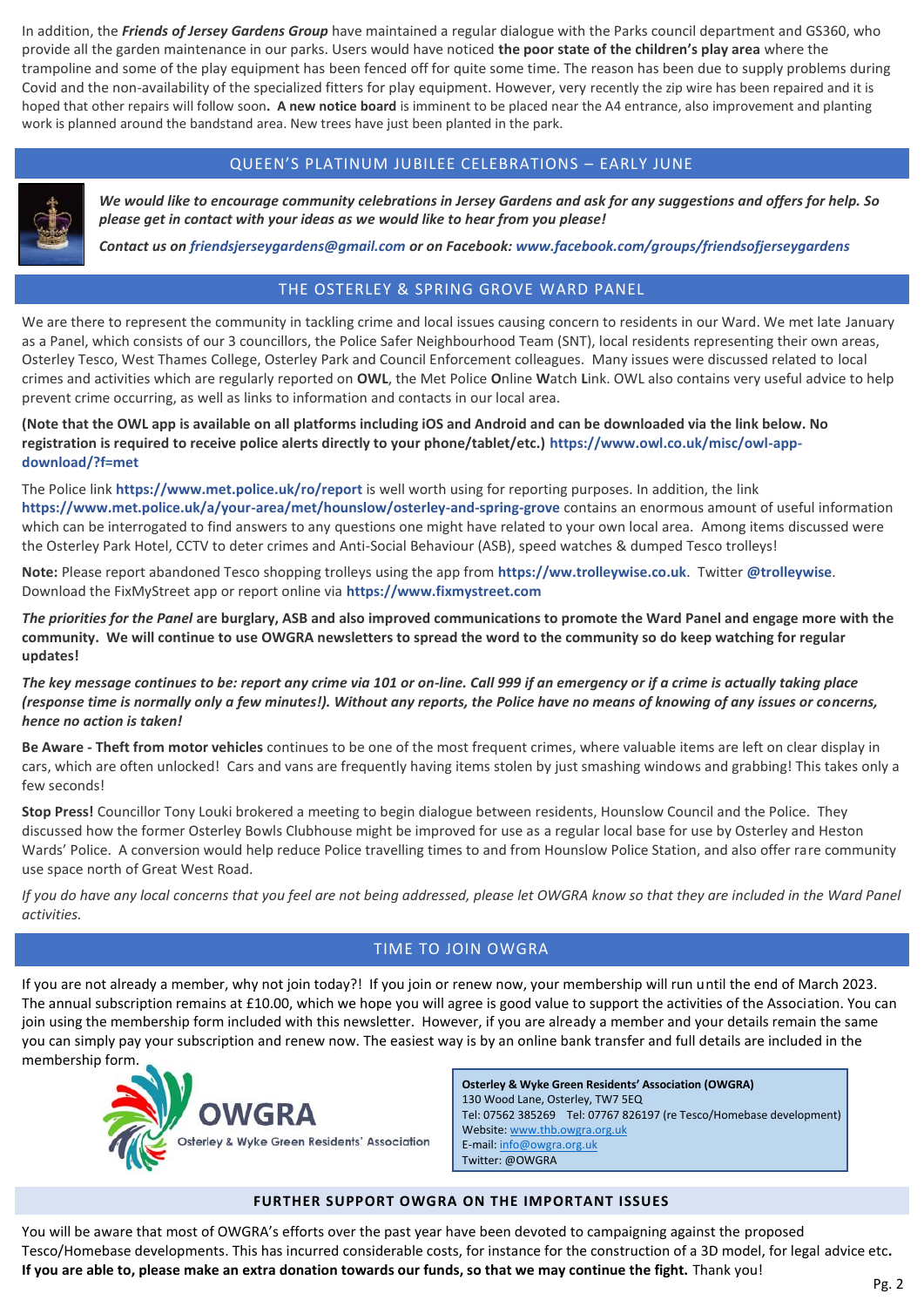In addition, the ***Friends of Jersey Gardens Group*** have maintained a regular dialogue with the Parks council department and GS360, who provide all the garden maintenance in our parks. Users would have noticed **the poor state of the children's play area** where the trampoline and some of the play equipment has been fenced off for quite some time. The reason has been due to supply problems during Covid and the non-availability of the specialized fitters for play equipment. However, very recently the zip wire has been repaired and it is hoped that other repairs will follow soon**. A new notice board** is imminent to be placed near the A4 entrance, also improvement and planting work is planned around the bandstand area. New trees have just been planted in the park.

## QUEEN'S PLATINUM JUBILEE CELEBRATIONS – EARLY JUNE

***We would like to encourage community celebrations in Jersey Gardens and ask for any suggestions and offers for help. So please get in contact with your ideas as we would like to hear from you please!***

***Contact us on friendsjerseygardens@gmail.com or on Facebook: www.facebook.com/groups/friendsofjerseygardens***

## THE OSTERLEY & SPRING GROVE WARD PANEL

We are there to represent the community in tackling crime and local issues causing concern to residents in our Ward. We met late January as a Panel, which consists of our 3 councillors, the Police Safer Neighbourhood Team (SNT), local residents representing their own areas, Osterley Tesco, West Thames College, Osterley Park and Council Enforcement colleagues. Many issues were discussed related to local crimes and activities which are regularly reported on **OWL**, the Met Police **O**nline **W**atch **L**ink. OWL also contains very useful advice to help prevent crime occurring, as well as links to information and contacts in our local area.

**(Note that the OWL app is available on all platforms including iOS and Android and can be downloaded via the link below. No registration is required to receive police alerts directly to your phone/tablet/etc.) https://www.owl.co.uk/misc/owl-app-download/?f=met**

The Police link **https://www.met.police.uk/ro/report** is well worth using for reporting purposes. In addition, the link **https://www.met.police.uk/a/your-area/met/hounslow/osterley-and-spring-grove** contains an enormous amount of useful information which can be interrogated to find answers to any questions one might have related to your own local area. Among items discussed were the Osterley Park Hotel, CCTV to deter crimes and Anti-Social Behaviour (ASB), speed watches & dumped Tesco trolleys!

**Note:** Please report abandoned Tesco shopping trolleys using the app from **https://ww.trolleywise.co.uk**. Twitter **@trolleywise**. Download the FixMyStreet app or report online via **https://www.fixmystreet.com**

***The priorities for the Panel* are burglary, ASB and also improved communications to promote the Ward Panel and engage more with the community. We will continue to use OWGRA newsletters to spread the word to the community so do keep watching for regular updates!**

***The key message continues to be: report any crime via 101 or on-line. Call 999 if an emergency or if a crime is actually taking place (response time is normally only a few minutes!). Without any reports, the Police have no means of knowing of any issues or concerns, hence no action is taken!***

**Be Aware - Theft from motor vehicles** continues to be one of the most frequent crimes, where valuable items are left on clear display in cars, which are often unlocked! Cars and vans are frequently having items stolen by just smashing windows and grabbing! This takes only a few seconds!

**Stop Press!** Councillor Tony Louki brokered a meeting to begin dialogue between residents, Hounslow Council and the Police. They discussed how the former Osterley Bowls Clubhouse might be improved for use as a regular local base for use by Osterley and Heston Wards' Police. A conversion would help reduce Police travelling times to and from Hounslow Police Station, and also offer rare community use space north of Great West Road.

*If you do have any local concerns that you feel are not being addressed, please let OWGRA know so that they are included in the Ward Panel activities.*

## TIME TO JOIN OWGRA

If you are not already a member, why not join today?! If you join or renew now, your membership will run until the end of March 2023. The annual subscription remains at £10.00, which we hope you will agree is good value to support the activities of the Association. You can join using the membership form included with this newsletter. However, if you are already a member and your details remain the same you can simply pay your subscription and renew now. The easiest way is by an online bank transfer and full details are included in the membership form.

OWGRA
Osterley & Wyke Green Residents' Association

**Osterley & Wyke Green Residents' Association (OWGRA)**
130 Wood Lane, Osterley, TW7 5EQ
Tel: 07562 385269 Tel: 07767 826197 (re Tesco/Homebase development)
Website: www.thb.owgra.org.uk
E-mail: info@owgra.org.uk
Twitter: @OWGRA

## FURTHER SUPPORT OWGRA ON THE IMPORTANT ISSUES

You will be aware that most of OWGRA's efforts over the past year have been devoted to campaigning against the proposed Tesco/Homebase developments. This has incurred considerable costs, for instance for the construction of a 3D model, for legal advice etc**.** **If you are able to, please make an extra donation towards our funds, so that we may continue the fight.** Thank you!